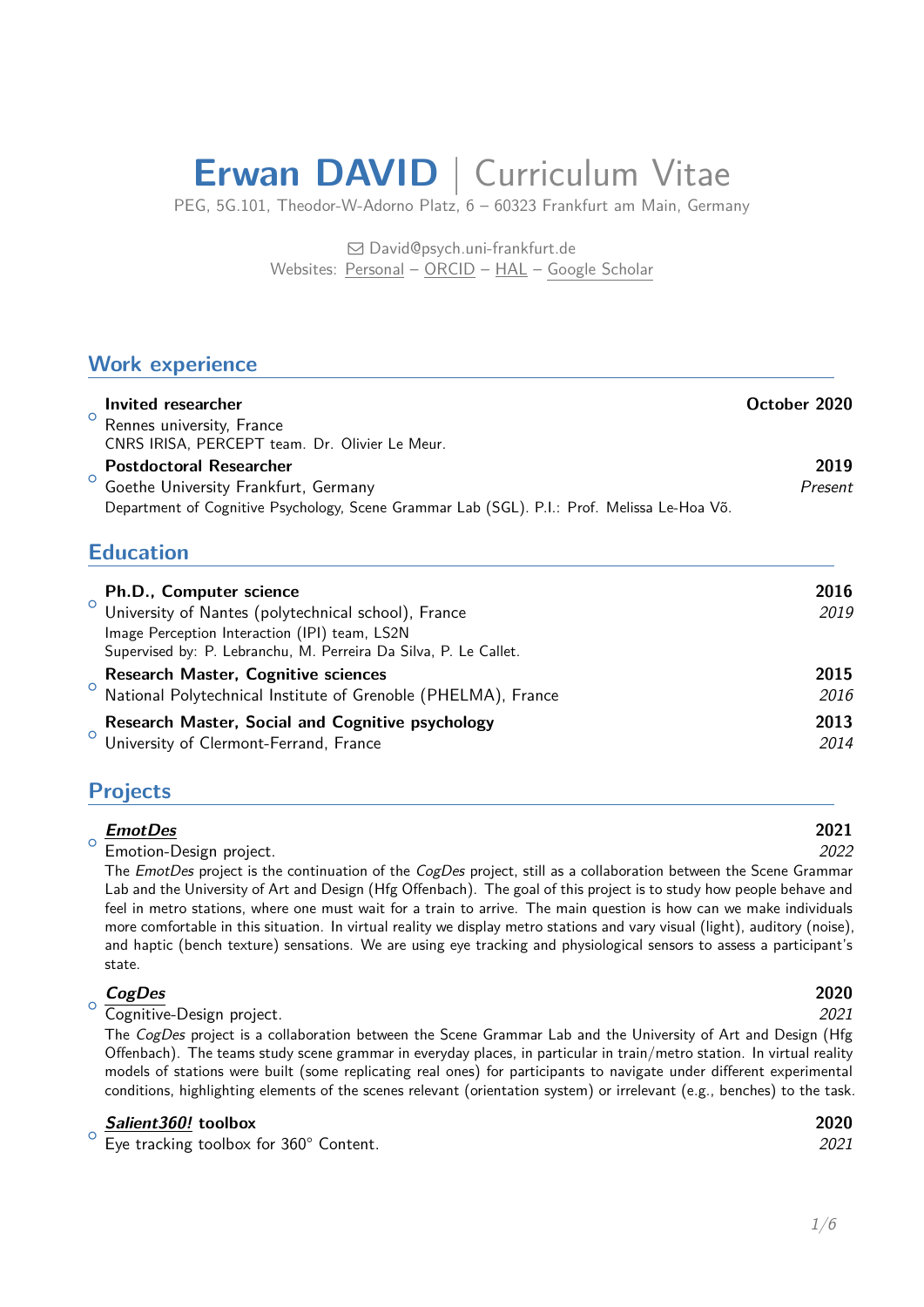# Erwan DAVID | Curriculum Vitae

PEG, 5G.101, Theodor-W-Adorno Platz, 6 – 60323 Frankfurt am Main, Germany

✉ David@psych.uni-frankfurt.de
Websites: Personal – ORCID – HAL – Google Scholar

## Work experience

- **Invited researcher** — **October 2020**
  Rennes university, France
  CNRS IRISA, PERCEPT team. Dr. Olivier Le Meur.
- **Postdoctoral Researcher** — **2019** – *Present*
  Goethe University Frankfurt, Germany
  Department of Cognitive Psychology, Scene Grammar Lab (SGL). P.I.: Prof. Melissa Le-Hoa Võ.

## Education

- **Ph.D., Computer science** — **2016** – *2019*
  University of Nantes (polytechnical school), France
  Image Perception Interaction (IPI) team, LS2N
  Supervised by: P. Lebranchu, M. Perreira Da Silva, P. Le Callet.
- **Research Master, Cognitive sciences** — **2015** – *2016*
  National Polytechnical Institute of Grenoble (PHELMA), France
- **Research Master, Social and Cognitive psychology** — **2013** – *2014*
  University of Clermont-Ferrand, France

## Projects

- ***EmotDes*** — **2021** – *2022*
  Emotion-Design project.
  The *EmotDes* project is the continuation of the *CogDes* project, still as a collaboration between the Scene Grammar Lab and the University of Art and Design (Hfg Offenbach). The goal of this project is to study how people behave and feel in metro stations, where one must wait for a train to arrive. The main question is how can we make individuals more comfortable in this situation. In virtual reality we display metro stations and vary visual (light), auditory (noise), and haptic (bench texture) sensations. We are using eye tracking and physiological sensors to assess a participant's state.
- ***CogDes*** — **2020** – *2021*
  Cognitive-Design project.
  The *CogDes* project is a collaboration between the Scene Grammar Lab and the University of Art and Design (Hfg Offenbach). The teams study scene grammar in everyday places, in particular in train/metro station. In virtual reality models of stations were built (some replicating real ones) for participants to navigate under different experimental conditions, highlighting elements of the scenes relevant (orientation system) or irrelevant (e.g., benches) to the task.
- ***Salient360!* toolbox** — **2020** – *2021*
  Eye tracking toolbox for 360° Content.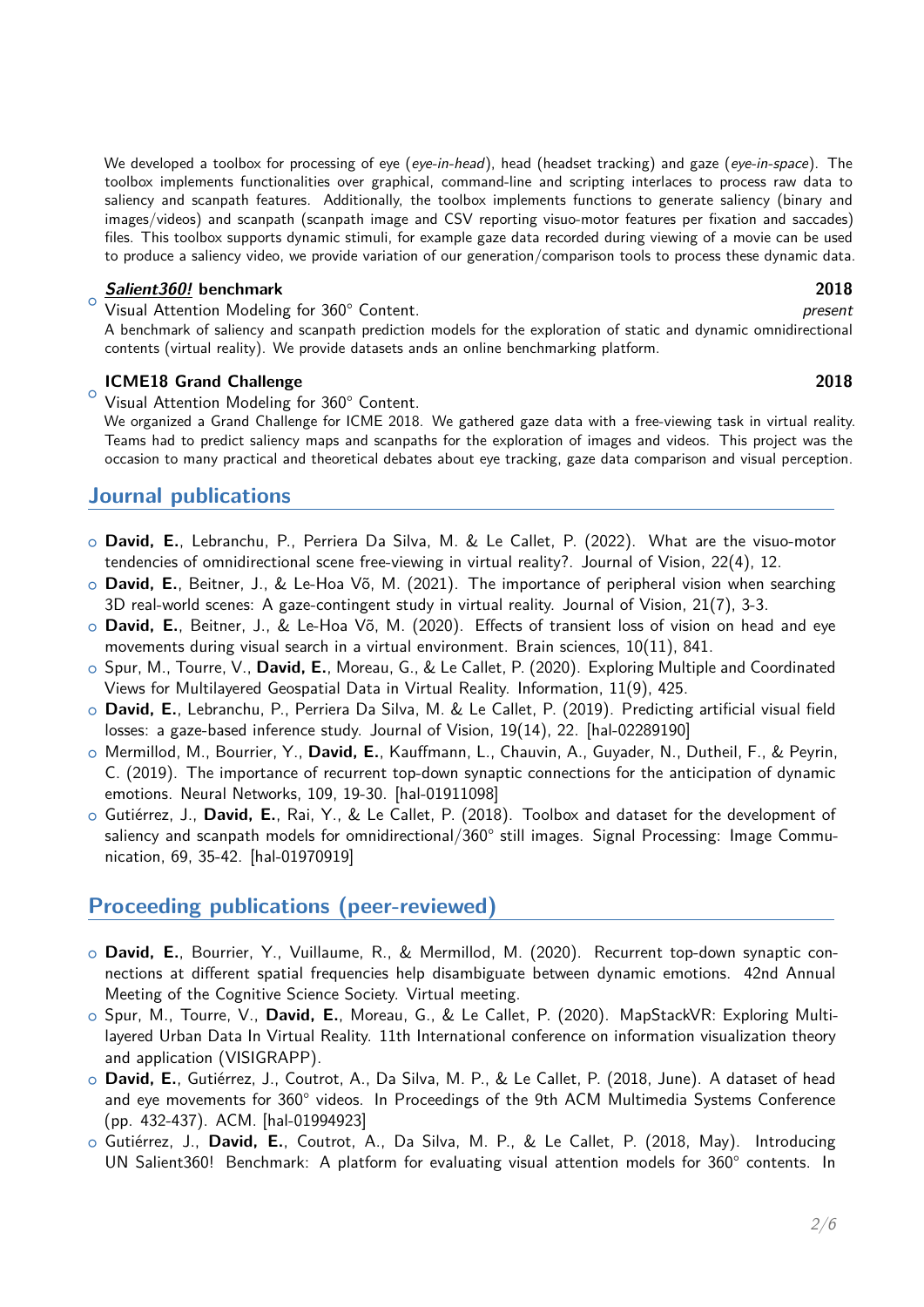We developed a toolbox for processing of eye (*eye-in-head*), head (headset tracking) and gaze (*eye-in-space*). The toolbox implements functionalities over graphical, command-line and scripting interlaces to process raw data to saliency and scanpath features. Additionally, the toolbox implements functions to generate saliency (binary and images/videos) and scanpath (scanpath image and CSV reporting visuo-motor features per fixation and saccades) files. This toolbox supports dynamic stimuli, for example gaze data recorded during viewing of a movie can be used to produce a saliency video, we provide variation of our generation/comparison tools to process these dynamic data.

- ***Salient360!* benchmark** **2018**
  Visual Attention Modeling for 360° Content. *present*
  A benchmark of saliency and scanpath prediction models for the exploration of static and dynamic omnidirectional contents (virtual reality). We provide datasets ands an online benchmarking platform.

- **ICME18 Grand Challenge** **2018**
  Visual Attention Modeling for 360° Content.
  We organized a Grand Challenge for ICME 2018. We gathered gaze data with a free-viewing task in virtual reality. Teams had to predict saliency maps and scanpaths for the exploration of images and videos. This project was the occasion to many practical and theoretical debates about eye tracking, gaze data comparison and visual perception.

## Journal publications

- **David, E.**, Lebranchu, P., Perriera Da Silva, M. & Le Callet, P. (2022). What are the visuo-motor tendencies of omnidirectional scene free-viewing in virtual reality?. Journal of Vision, 22(4), 12.
- **David, E.**, Beitner, J., & Le-Hoa Võ, M. (2021). The importance of peripheral vision when searching 3D real-world scenes: A gaze-contingent study in virtual reality. Journal of Vision, 21(7), 3-3.
- **David, E.**, Beitner, J., & Le-Hoa Võ, M. (2020). Effects of transient loss of vision on head and eye movements during visual search in a virtual environment. Brain sciences, 10(11), 841.
- Spur, M., Tourre, V., **David, E.**, Moreau, G., & Le Callet, P. (2020). Exploring Multiple and Coordinated Views for Multilayered Geospatial Data in Virtual Reality. Information, 11(9), 425.
- **David, E.**, Lebranchu, P., Perriera Da Silva, M. & Le Callet, P. (2019). Predicting artificial visual field losses: a gaze-based inference study. Journal of Vision, 19(14), 22. [hal-02289190]
- Mermillod, M., Bourrier, Y., **David, E.**, Kauffmann, L., Chauvin, A., Guyader, N., Dutheil, F., & Peyrin, C. (2019). The importance of recurrent top-down synaptic connections for the anticipation of dynamic emotions. Neural Networks, 109, 19-30. [hal-01911098]
- Gutiérrez, J., **David, E.**, Rai, Y., & Le Callet, P. (2018). Toolbox and dataset for the development of saliency and scanpath models for omnidirectional/360° still images. Signal Processing: Image Communication, 69, 35-42. [hal-01970919]

## Proceeding publications (peer-reviewed)

- **David, E.**, Bourrier, Y., Vuillaume, R., & Mermillod, M. (2020). Recurrent top-down synaptic connections at different spatial frequencies help disambiguate between dynamic emotions. 42nd Annual Meeting of the Cognitive Science Society. Virtual meeting.
- Spur, M., Tourre, V., **David, E.**, Moreau, G., & Le Callet, P. (2020). MapStackVR: Exploring Multi-layered Urban Data In Virtual Reality. 11th International conference on information visualization theory and application (VISIGRAPP).
- **David, E.**, Gutiérrez, J., Coutrot, A., Da Silva, M. P., & Le Callet, P. (2018, June). A dataset of head and eye movements for 360° videos. In Proceedings of the 9th ACM Multimedia Systems Conference (pp. 432-437). ACM. [hal-01994923]
- Gutiérrez, J., **David, E.**, Coutrot, A., Da Silva, M. P., & Le Callet, P. (2018, May). Introducing UN Salient360! Benchmark: A platform for evaluating visual attention models for 360° contents. In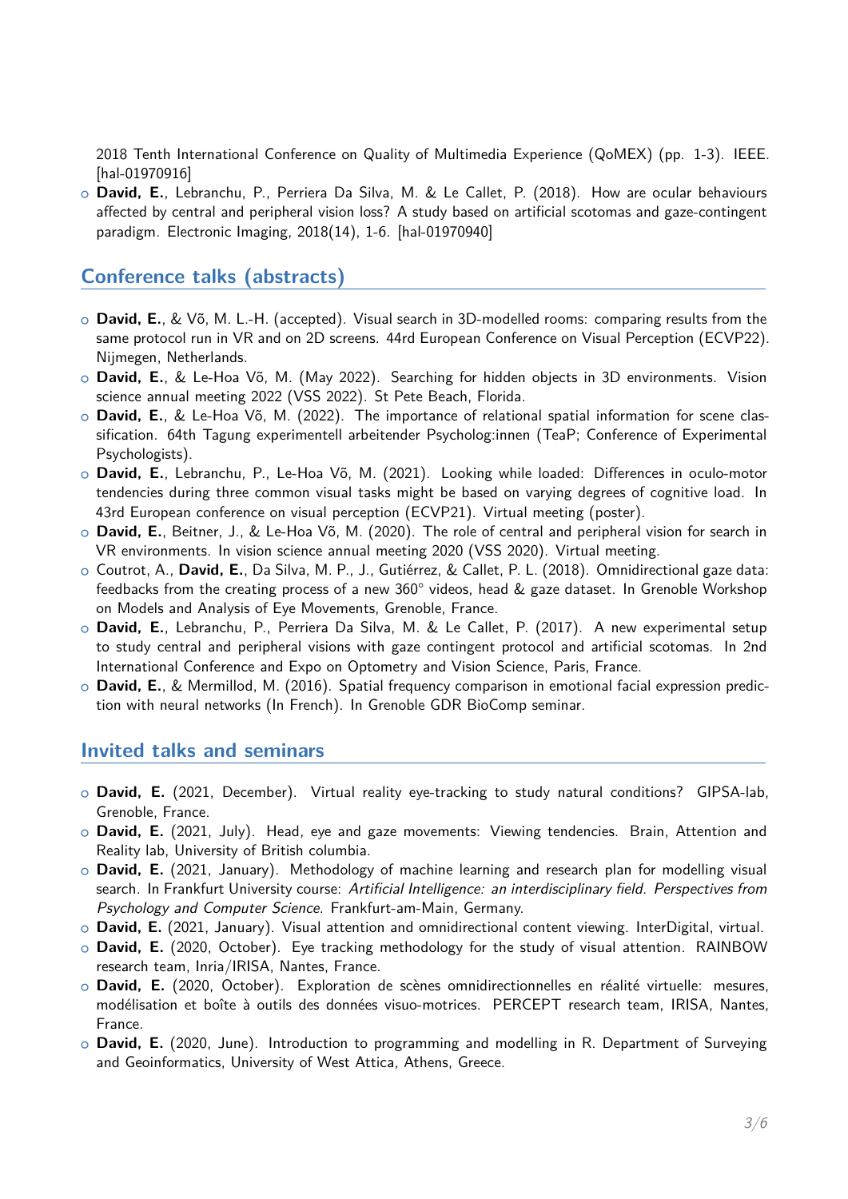2018 Tenth International Conference on Quality of Multimedia Experience (QoMEX) (pp. 1-3). IEEE. [hal-01970916]

- **David, E.**, Lebranchu, P., Perriera Da Silva, M. & Le Callet, P. (2018). How are ocular behaviours affected by central and peripheral vision loss? A study based on artificial scotomas and gaze-contingent paradigm. Electronic Imaging, 2018(14), 1-6. [hal-01970940]

## Conference talks (abstracts)

- **David, E.**, & Võ, M. L.-H. (accepted). Visual search in 3D-modelled rooms: comparing results from the same protocol run in VR and on 2D screens. 44rd European Conference on Visual Perception (ECVP22). Nijmegen, Netherlands.
- **David, E.**, & Le-Hoa Võ, M. (May 2022). Searching for hidden objects in 3D environments. Vision science annual meeting 2022 (VSS 2022). St Pete Beach, Florida.
- **David, E.**, & Le-Hoa Võ, M. (2022). The importance of relational spatial information for scene classification. 64th Tagung experimentell arbeitender Psycholog:innen (TeaP; Conference of Experimental Psychologists).
- **David, E.**, Lebranchu, P., Le-Hoa Võ, M. (2021). Looking while loaded: Differences in oculo-motor tendencies during three common visual tasks might be based on varying degrees of cognitive load. In 43rd European conference on visual perception (ECVP21). Virtual meeting (poster).
- **David, E.**, Beitner, J., & Le-Hoa Võ, M. (2020). The role of central and peripheral vision for search in VR environments. In vision science annual meeting 2020 (VSS 2020). Virtual meeting.
- Coutrot, A., **David, E.**, Da Silva, M. P., J., Gutiérrez, & Callet, P. L. (2018). Omnidirectional gaze data: feedbacks from the creating process of a new 360° videos, head & gaze dataset. In Grenoble Workshop on Models and Analysis of Eye Movements, Grenoble, France.
- **David, E.**, Lebranchu, P., Perriera Da Silva, M. & Le Callet, P. (2017). A new experimental setup to study central and peripheral visions with gaze contingent protocol and artificial scotomas. In 2nd International Conference and Expo on Optometry and Vision Science, Paris, France.
- **David, E.**, & Mermillod, M. (2016). Spatial frequency comparison in emotional facial expression prediction with neural networks (In French). In Grenoble GDR BioComp seminar.

## Invited talks and seminars

- **David, E.** (2021, December). Virtual reality eye-tracking to study natural conditions? GIPSA-lab, Grenoble, France.
- **David, E.** (2021, July). Head, eye and gaze movements: Viewing tendencies. Brain, Attention and Reality lab, University of British columbia.
- **David, E.** (2021, January). Methodology of machine learning and research plan for modelling visual search. In Frankfurt University course: *Artificial Intelligence: an interdisciplinary field. Perspectives from Psychology and Computer Science*. Frankfurt-am-Main, Germany.
- **David, E.** (2021, January). Visual attention and omnidirectional content viewing. InterDigital, virtual.
- **David, E.** (2020, October). Eye tracking methodology for the study of visual attention. RAINBOW research team, Inria/IRISA, Nantes, France.
- **David, E.** (2020, October). Exploration de scènes omnidirectionnelles en réalité virtuelle: mesures, modélisation et boîte à outils des données visuo-motrices. PERCEPT research team, IRISA, Nantes, France.
- **David, E.** (2020, June). Introduction to programming and modelling in R. Department of Surveying and Geoinformatics, University of West Attica, Athens, Greece.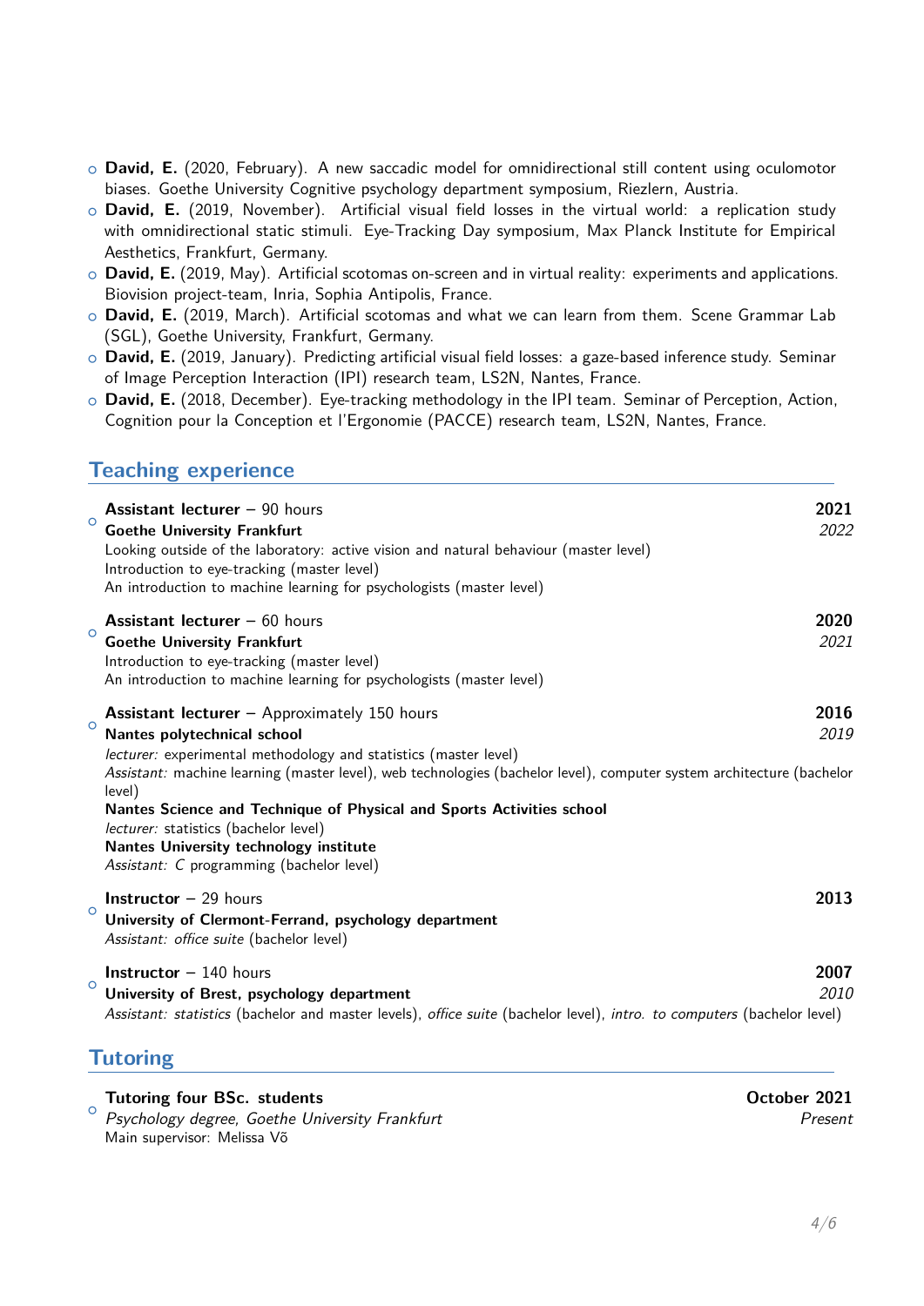- **David, E.** (2020, February). A new saccadic model for omnidirectional still content using oculomotor biases. Goethe University Cognitive psychology department symposium, Riezlern, Austria.
- **David, E.** (2019, November). Artificial visual field losses in the virtual world: a replication study with omnidirectional static stimuli. Eye-Tracking Day symposium, Max Planck Institute for Empirical Aesthetics, Frankfurt, Germany.
- **David, E.** (2019, May). Artificial scotomas on-screen and in virtual reality: experiments and applications. Biovision project-team, Inria, Sophia Antipolis, France.
- **David, E.** (2019, March). Artificial scotomas and what we can learn from them. Scene Grammar Lab (SGL), Goethe University, Frankfurt, Germany.
- **David, E.** (2019, January). Predicting artificial visual field losses: a gaze-based inference study. Seminar of Image Perception Interaction (IPI) research team, LS2N, Nantes, France.
- **David, E.** (2018, December). Eye-tracking methodology in the IPI team. Seminar of Perception, Action, Cognition pour la Conception et l'Ergonomie (PACCE) research team, LS2N, Nantes, France.

## Teaching experience

- **Assistant lecturer** – 90 hours — **2021** – *2022*
  **Goethe University Frankfurt**
  Looking outside of the laboratory: active vision and natural behaviour (master level)
  Introduction to eye-tracking (master level)
  An introduction to machine learning for psychologists (master level)

- **Assistant lecturer** – 60 hours — **2020** – *2021*
  **Goethe University Frankfurt**
  Introduction to eye-tracking (master level)
  An introduction to machine learning for psychologists (master level)

- **Assistant lecturer** – Approximately 150 hours — **2016** – *2019*
  **Nantes polytechnical school**
  *lecturer:* experimental methodology and statistics (master level)
  *Assistant:* machine learning (master level), web technologies (bachelor level), computer system architecture (bachelor level)
  **Nantes Science and Technique of Physical and Sports Activities school**
  *lecturer:* statistics (bachelor level)
  **Nantes University technology institute**
  *Assistant:* C programming (bachelor level)

- **Instructor** – 29 hours — **2013**
  **University of Clermont-Ferrand, psychology department**
  *Assistant: office suite* (bachelor level)

- **Instructor** – 140 hours — **2007** – *2010*
  **University of Brest, psychology department**
  *Assistant: statistics* (bachelor and master levels), *office suite* (bachelor level), *intro. to computers* (bachelor level)

## Tutoring

- **Tutoring four BSc. students** — **October 2021** – *Present*
  *Psychology degree, Goethe University Frankfurt*
  Main supervisor: Melissa Võ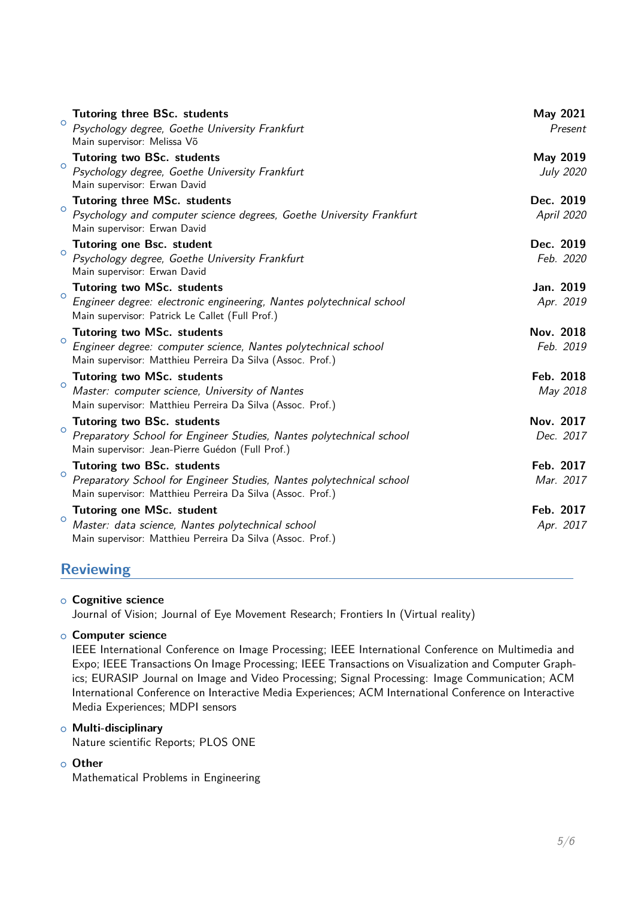- **Tutoring three BSc. students** — **May 2021** – *Present*
  *Psychology degree, Goethe University Frankfurt*
  Main supervisor: Melissa Võ
- **Tutoring two BSc. students** — **May 2019** – *July 2020*
  *Psychology degree, Goethe University Frankfurt*
  Main supervisor: Erwan David
- **Tutoring three MSc. students** — **Dec. 2019** – *April 2020*
  *Psychology and computer science degrees, Goethe University Frankfurt*
  Main supervisor: Erwan David
- **Tutoring one Bsc. student** — **Dec. 2019** – *Feb. 2020*
  *Psychology degree, Goethe University Frankfurt*
  Main supervisor: Erwan David
- **Tutoring two MSc. students** — **Jan. 2019** – *Apr. 2019*
  *Engineer degree: electronic engineering, Nantes polytechnical school*
  Main supervisor: Patrick Le Callet (Full Prof.)
- **Tutoring two MSc. students** — **Nov. 2018** – *Feb. 2019*
  *Engineer degree: computer science, Nantes polytechnical school*
  Main supervisor: Matthieu Perreira Da Silva (Assoc. Prof.)
- **Tutoring two MSc. students** — **Feb. 2018** – *May 2018*
  *Master: computer science, University of Nantes*
  Main supervisor: Matthieu Perreira Da Silva (Assoc. Prof.)
- **Tutoring two BSc. students** — **Nov. 2017** – *Dec. 2017*
  *Preparatory School for Engineer Studies, Nantes polytechnical school*
  Main supervisor: Jean-Pierre Guédon (Full Prof.)
- **Tutoring two BSc. students** — **Feb. 2017** – *Mar. 2017*
  *Preparatory School for Engineer Studies, Nantes polytechnical school*
  Main supervisor: Matthieu Perreira Da Silva (Assoc. Prof.)
- **Tutoring one MSc. student** — **Feb. 2017** – *Apr. 2017*
  *Master: data science, Nantes polytechnical school*
  Main supervisor: Matthieu Perreira Da Silva (Assoc. Prof.)

## Reviewing

- **Cognitive science**
  Journal of Vision; Journal of Eye Movement Research; Frontiers In (Virtual reality)
- **Computer science**
  IEEE International Conference on Image Processing; IEEE International Conference on Multimedia and Expo; IEEE Transactions On Image Processing; IEEE Transactions on Visualization and Computer Graphics; EURASIP Journal on Image and Video Processing; Signal Processing: Image Communication; ACM International Conference on Interactive Media Experiences; ACM International Conference on Interactive Media Experiences; MDPI sensors
- **Multi-disciplinary**
  Nature scientific Reports; PLOS ONE
- **Other**
  Mathematical Problems in Engineering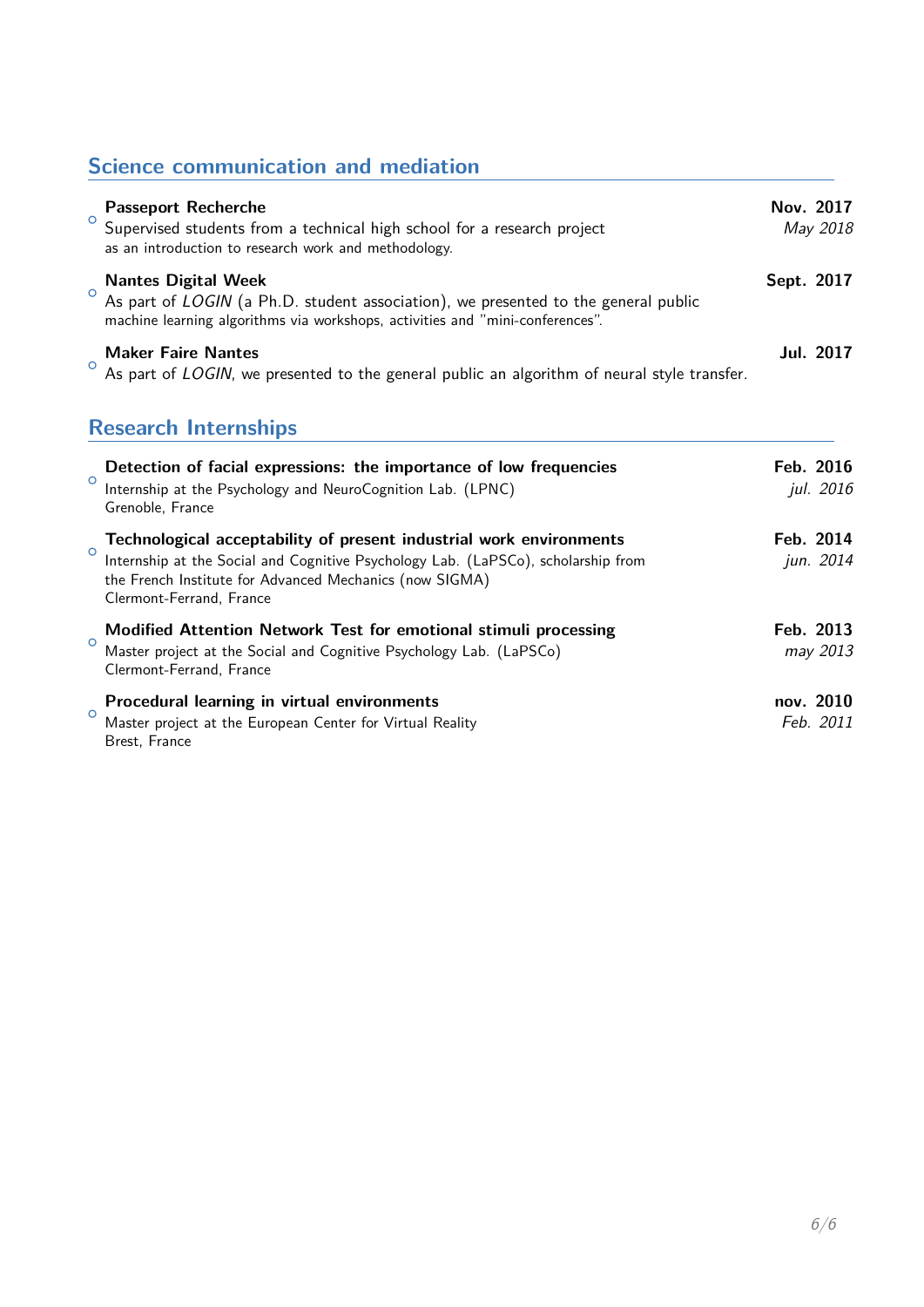## Science communication and mediation

- **Passeport Recherche** — **Nov. 2017** – *May 2018*
  Supervised students from a technical high school for a research project
  as an introduction to research work and methodology.

- **Nantes Digital Week** — **Sept. 2017**
  As part of *LOGIN* (a Ph.D. student association), we presented to the general public
  machine learning algorithms via workshops, activities and "mini-conferences".

- **Maker Faire Nantes** — **Jul. 2017**
  As part of *LOGIN*, we presented to the general public an algorithm of neural style transfer.

## Research Internships

- **Detection of facial expressions: the importance of low frequencies** — **Feb. 2016** – *jul. 2016*
  Internship at the Psychology and NeuroCognition Lab. (LPNC)
  Grenoble, France

- **Technological acceptability of present industrial work environments** — **Feb. 2014** – *jun. 2014*
  Internship at the Social and Cognitive Psychology Lab. (LaPSCo), scholarship from
  the French Institute for Advanced Mechanics (now SIGMA)
  Clermont-Ferrand, France

- **Modified Attention Network Test for emotional stimuli processing** — **Feb. 2013** – *may 2013*
  Master project at the Social and Cognitive Psychology Lab. (LaPSCo)
  Clermont-Ferrand, France

- **Procedural learning in virtual environments** — **nov. 2010** – *Feb. 2011*
  Master project at the European Center for Virtual Reality
  Brest, France